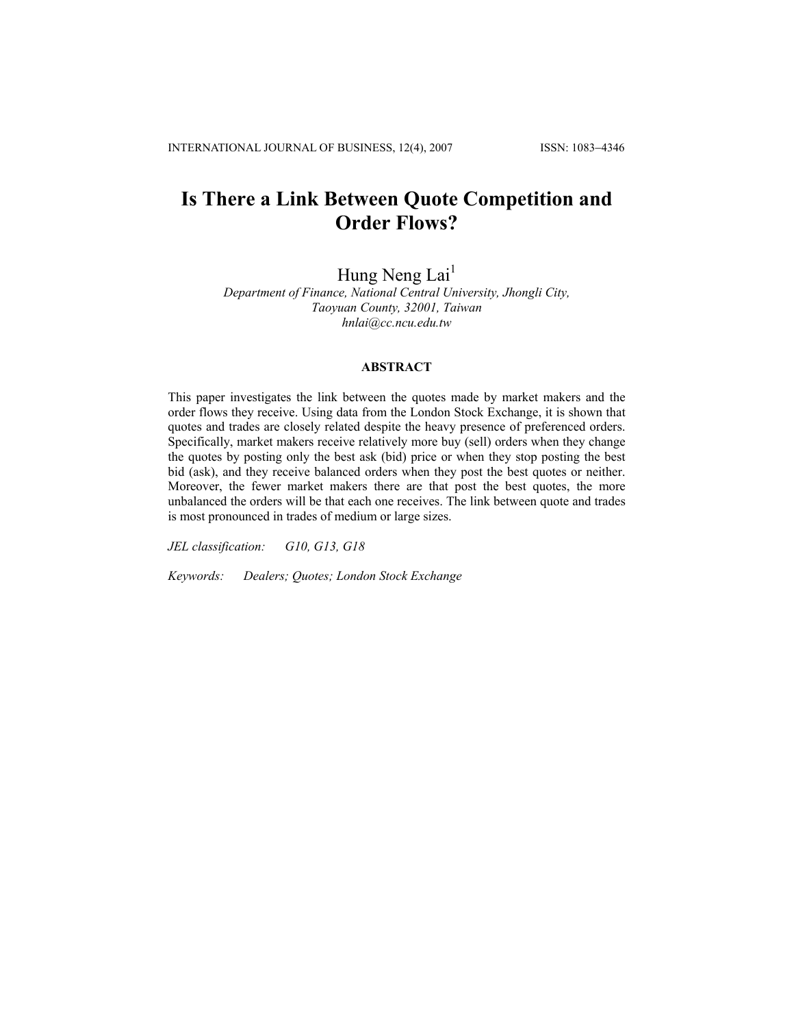# Is There a Link Between Quote Competition and Order Flows?

Hung Neng Lai[1]

*Department of Finance, National Central University, Jhongli City, Taoyuan County, 32001, Taiwan*
*hnlai@cc.ncu.edu.tw*

## ABSTRACT

This paper investigates the link between the quotes made by market makers and the order flows they receive. Using data from the London Stock Exchange, it is shown that quotes and trades are closely related despite the heavy presence of preferenced orders. Specifically, market makers receive relatively more buy (sell) orders when they change the quotes by posting only the best ask (bid) price or when they stop posting the best bid (ask), and they receive balanced orders when they post the best quotes or neither. Moreover, the fewer market makers there are that post the best quotes, the more unbalanced the orders will be that each one receives. The link between quote and trades is most pronounced in trades of medium or large sizes.

*JEL classification:* G10, G13, G18

*Keywords:* Dealers; Quotes; London Stock Exchange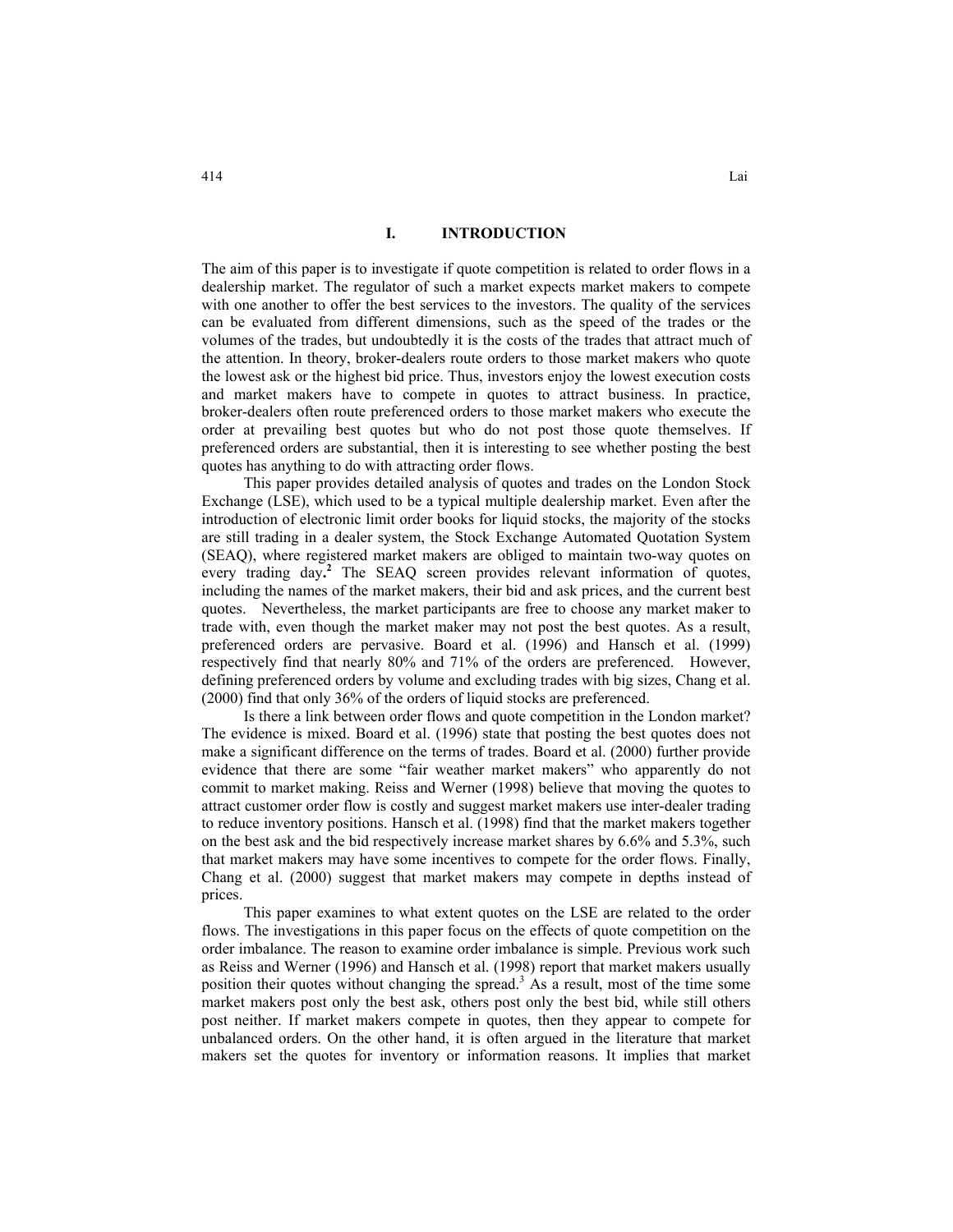## I. INTRODUCTION

The aim of this paper is to investigate if quote competition is related to order flows in a dealership market. The regulator of such a market expects market makers to compete with one another to offer the best services to the investors. The quality of the services can be evaluated from different dimensions, such as the speed of the trades or the volumes of the trades, but undoubtedly it is the costs of the trades that attract much of the attention. In theory, broker-dealers route orders to those market makers who quote the lowest ask or the highest bid price. Thus, investors enjoy the lowest execution costs and market makers have to compete in quotes to attract business. In practice, broker-dealers often route preferenced orders to those market makers who execute the order at prevailing best quotes but who do not post those quote themselves. If preferenced orders are substantial, then it is interesting to see whether posting the best quotes has anything to do with attracting order flows.

This paper provides detailed analysis of quotes and trades on the London Stock Exchange (LSE), which used to be a typical multiple dealership market. Even after the introduction of electronic limit order books for liquid stocks, the majority of the stocks are still trading in a dealer system, the Stock Exchange Automated Quotation System (SEAQ), where registered market makers are obliged to maintain two-way quotes on every trading day.[2] The SEAQ screen provides relevant information of quotes, including the names of the market makers, their bid and ask prices, and the current best quotes. Nevertheless, the market participants are free to choose any market maker to trade with, even though the market maker may not post the best quotes. As a result, preferenced orders are pervasive. Board et al. (1996) and Hansch et al. (1999) respectively find that nearly 80% and 71% of the orders are preferenced. However, defining preferenced orders by volume and excluding trades with big sizes, Chang et al. (2000) find that only 36% of the orders of liquid stocks are preferenced.

Is there a link between order flows and quote competition in the London market? The evidence is mixed. Board et al. (1996) state that posting the best quotes does not make a significant difference on the terms of trades. Board et al. (2000) further provide evidence that there are some "fair weather market makers" who apparently do not commit to market making. Reiss and Werner (1998) believe that moving the quotes to attract customer order flow is costly and suggest market makers use inter-dealer trading to reduce inventory positions. Hansch et al. (1998) find that the market makers together on the best ask and the bid respectively increase market shares by 6.6% and 5.3%, such that market makers may have some incentives to compete for the order flows. Finally, Chang et al. (2000) suggest that market makers may compete in depths instead of prices.

This paper examines to what extent quotes on the LSE are related to the order flows. The investigations in this paper focus on the effects of quote competition on the order imbalance. The reason to examine order imbalance is simple. Previous work such as Reiss and Werner (1996) and Hansch et al. (1998) report that market makers usually position their quotes without changing the spread.[3] As a result, most of the time some market makers post only the best ask, others post only the best bid, while still others post neither. If market makers compete in quotes, then they appear to compete for unbalanced orders. On the other hand, it is often argued in the literature that market makers set the quotes for inventory or information reasons. It implies that market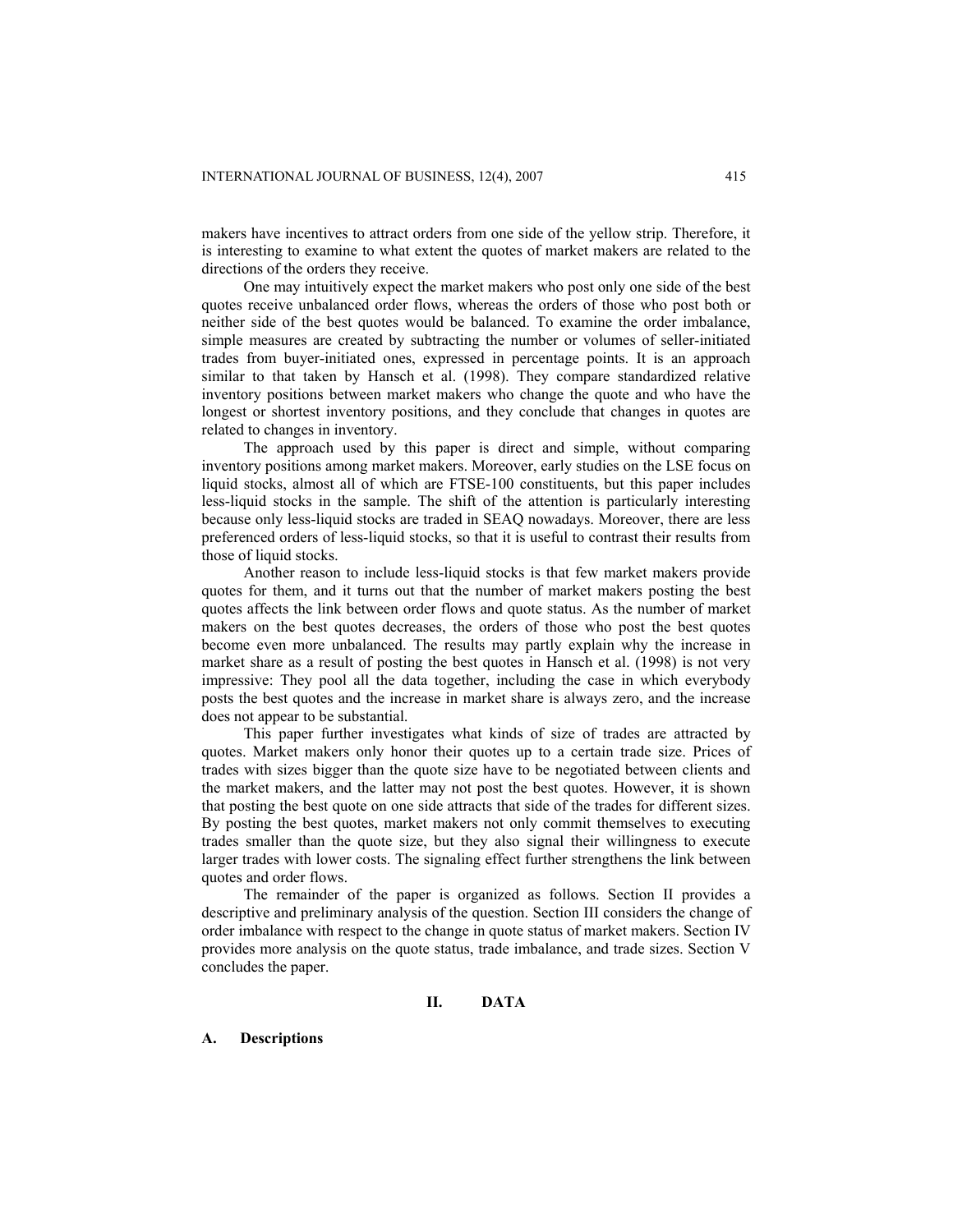makers have incentives to attract orders from one side of the yellow strip. Therefore, it is interesting to examine to what extent the quotes of market makers are related to the directions of the orders they receive.

One may intuitively expect the market makers who post only one side of the best quotes receive unbalanced order flows, whereas the orders of those who post both or neither side of the best quotes would be balanced. To examine the order imbalance, simple measures are created by subtracting the number or volumes of seller-initiated trades from buyer-initiated ones, expressed in percentage points. It is an approach similar to that taken by Hansch et al. (1998). They compare standardized relative inventory positions between market makers who change the quote and who have the longest or shortest inventory positions, and they conclude that changes in quotes are related to changes in inventory.

The approach used by this paper is direct and simple, without comparing inventory positions among market makers. Moreover, early studies on the LSE focus on liquid stocks, almost all of which are FTSE-100 constituents, but this paper includes less-liquid stocks in the sample. The shift of the attention is particularly interesting because only less-liquid stocks are traded in SEAQ nowadays. Moreover, there are less preferenced orders of less-liquid stocks, so that it is useful to contrast their results from those of liquid stocks.

Another reason to include less-liquid stocks is that few market makers provide quotes for them, and it turns out that the number of market makers posting the best quotes affects the link between order flows and quote status. As the number of market makers on the best quotes decreases, the orders of those who post the best quotes become even more unbalanced. The results may partly explain why the increase in market share as a result of posting the best quotes in Hansch et al. (1998) is not very impressive: They pool all the data together, including the case in which everybody posts the best quotes and the increase in market share is always zero, and the increase does not appear to be substantial.

This paper further investigates what kinds of size of trades are attracted by quotes. Market makers only honor their quotes up to a certain trade size. Prices of trades with sizes bigger than the quote size have to be negotiated between clients and the market makers, and the latter may not post the best quotes. However, it is shown that posting the best quote on one side attracts that side of the trades for different sizes. By posting the best quotes, market makers not only commit themselves to executing trades smaller than the quote size, but they also signal their willingness to execute larger trades with lower costs. The signaling effect further strengthens the link between quotes and order flows.

The remainder of the paper is organized as follows. Section II provides a descriptive and preliminary analysis of the question. Section III considers the change of order imbalance with respect to the change in quote status of market makers. Section IV provides more analysis on the quote status, trade imbalance, and trade sizes. Section V concludes the paper.

## II. DATA

### A. Descriptions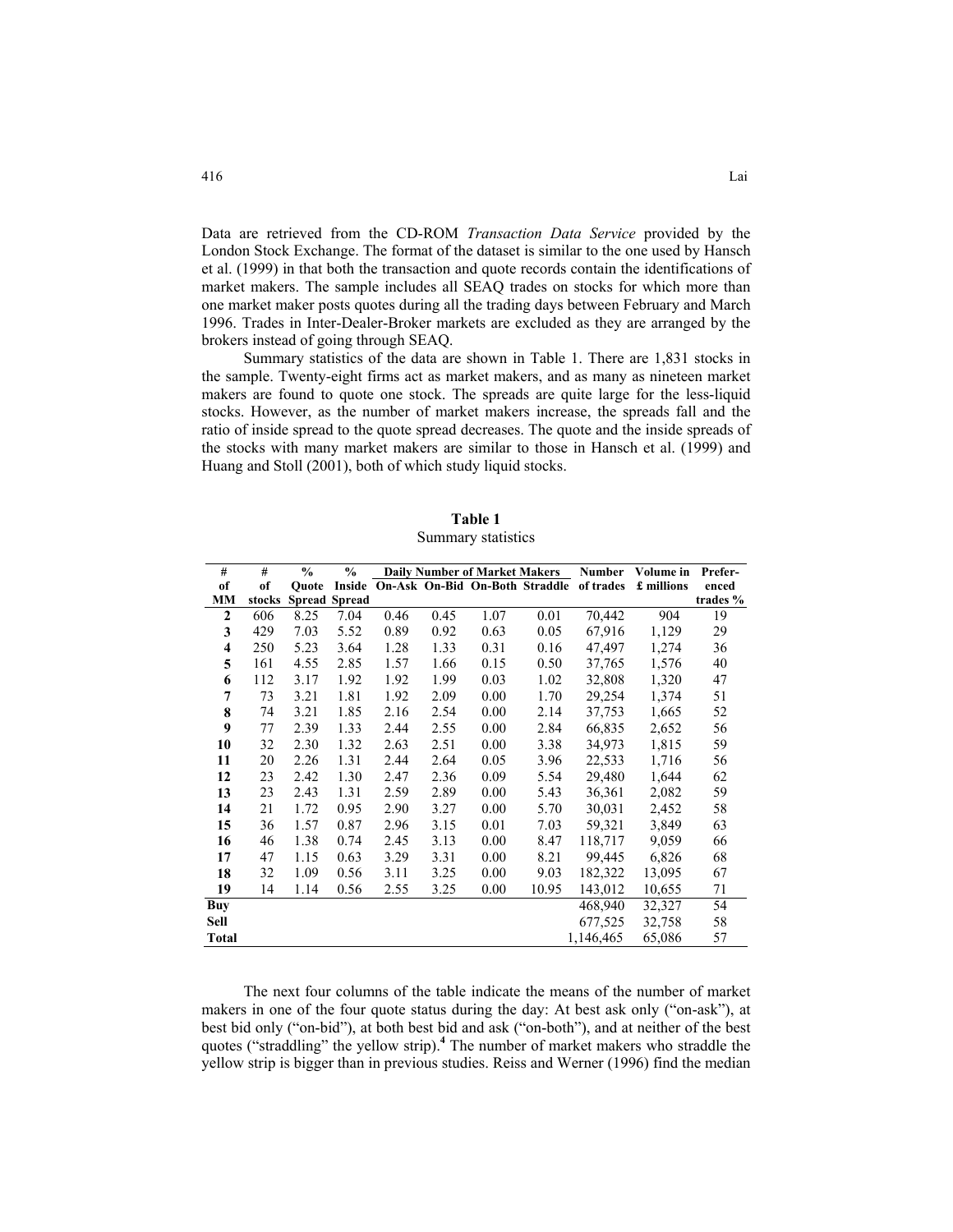Data are retrieved from the CD-ROM *Transaction Data Service* provided by the London Stock Exchange. The format of the dataset is similar to the one used by Hansch et al. (1999) in that both the transaction and quote records contain the identifications of market makers. The sample includes all SEAQ trades on stocks for which more than one market maker posts quotes during all the trading days between February and March 1996. Trades in Inter-Dealer-Broker markets are excluded as they are arranged by the brokers instead of going through SEAQ.

Summary statistics of the data are shown in Table 1. There are 1,831 stocks in the sample. Twenty-eight firms act as market makers, and as many as nineteen market makers are found to quote one stock. The spreads are quite large for the less-liquid stocks. However, as the number of market makers increase, the spreads fall and the ratio of inside spread to the quote spread decreases. The quote and the inside spreads of the stocks with many market makers are similar to those in Hansch et al. (1999) and Huang and Stoll (2001), both of which study liquid stocks.

**Table 1**
Summary statistics

| # of MM | # of stocks | % Quote Spread | % Inside Spread | Daily Number of Market Makers | | | | Number of trades | Volume in £ millions | Preferenced trades % |
|---|---|---|---|---|---|---|---|---|---|---|
| | | | | On-Ask | On-Bid | On-Both | Straddle | | | |
| **2** | 606 | 8.25 | 7.04 | 0.46 | 0.45 | 1.07 | 0.01 | 70,442 | 904 | 19 |
| **3** | 429 | 7.03 | 5.52 | 0.89 | 0.92 | 0.63 | 0.05 | 67,916 | 1,129 | 29 |
| **4** | 250 | 5.23 | 3.64 | 1.28 | 1.33 | 0.31 | 0.16 | 47,497 | 1,274 | 36 |
| **5** | 161 | 4.55 | 2.85 | 1.57 | 1.66 | 0.15 | 0.50 | 37,765 | 1,576 | 40 |
| **6** | 112 | 3.17 | 1.92 | 1.92 | 1.99 | 0.03 | 1.02 | 32,808 | 1,320 | 47 |
| **7** | 73 | 3.21 | 1.81 | 1.92 | 2.09 | 0.00 | 1.70 | 29,254 | 1,374 | 51 |
| **8** | 74 | 3.21 | 1.85 | 2.16 | 2.54 | 0.00 | 2.14 | 37,753 | 1,665 | 52 |
| **9** | 77 | 2.39 | 1.33 | 2.44 | 2.55 | 0.00 | 2.84 | 66,835 | 2,652 | 56 |
| **10** | 32 | 2.30 | 1.32 | 2.63 | 2.51 | 0.00 | 3.38 | 34,973 | 1,815 | 59 |
| **11** | 20 | 2.26 | 1.31 | 2.44 | 2.64 | 0.05 | 3.96 | 22,533 | 1,716 | 56 |
| **12** | 23 | 2.42 | 1.30 | 2.47 | 2.36 | 0.09 | 5.54 | 29,480 | 1,644 | 62 |
| **13** | 23 | 2.43 | 1.31 | 2.59 | 2.89 | 0.00 | 5.43 | 36,361 | 2,082 | 59 |
| **14** | 21 | 1.72 | 0.95 | 2.90 | 3.27 | 0.00 | 5.70 | 30,031 | 2,452 | 58 |
| **15** | 36 | 1.57 | 0.87 | 2.96 | 3.15 | 0.01 | 7.03 | 59,321 | 3,849 | 63 |
| **16** | 46 | 1.38 | 0.74 | 2.45 | 3.13 | 0.00 | 8.47 | 118,717 | 9,059 | 66 |
| **17** | 47 | 1.15 | 0.63 | 3.29 | 3.31 | 0.00 | 8.21 | 99,445 | 6,826 | 68 |
| **18** | 32 | 1.09 | 0.56 | 3.11 | 3.25 | 0.00 | 9.03 | 182,322 | 13,095 | 67 |
| **19** | 14 | 1.14 | 0.56 | 2.55 | 3.25 | 0.00 | 10.95 | 143,012 | 10,655 | 71 |
| **Buy** | | | | | | | | 468,940 | 32,327 | 54 |
| **Sell** | | | | | | | | 677,525 | 32,758 | 58 |
| **Total** | | | | | | | | 1,146,465 | 65,086 | 57 |

The next four columns of the table indicate the means of the number of market makers in one of the four quote status during the day: At best ask only ("on-ask"), at best bid only ("on-bid"), at both best bid and ask ("on-both"), and at neither of the best quotes ("straddling" the yellow strip).[4] The number of market makers who straddle the yellow strip is bigger than in previous studies. Reiss and Werner (1996) find the median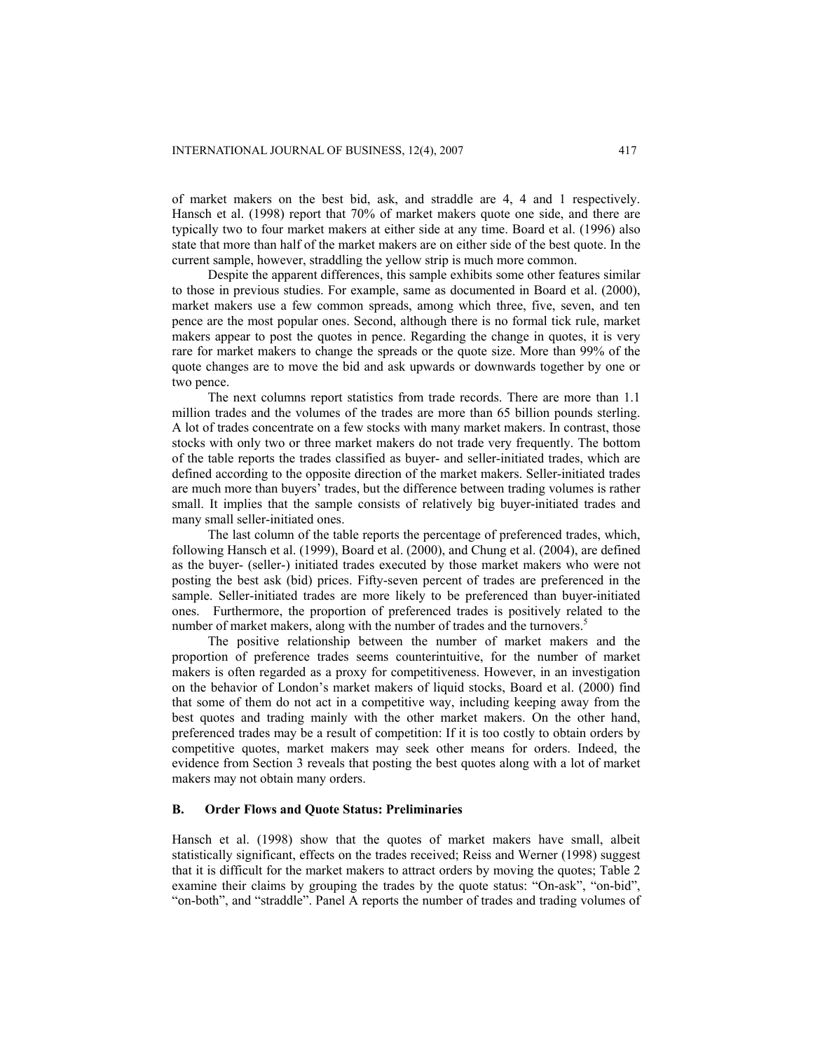of market makers on the best bid, ask, and straddle are 4, 4 and 1 respectively. Hansch et al. (1998) report that 70% of market makers quote one side, and there are typically two to four market makers at either side at any time. Board et al. (1996) also state that more than half of the market makers are on either side of the best quote. In the current sample, however, straddling the yellow strip is much more common.

Despite the apparent differences, this sample exhibits some other features similar to those in previous studies. For example, same as documented in Board et al. (2000), market makers use a few common spreads, among which three, five, seven, and ten pence are the most popular ones. Second, although there is no formal tick rule, market makers appear to post the quotes in pence. Regarding the change in quotes, it is very rare for market makers to change the spreads or the quote size. More than 99% of the quote changes are to move the bid and ask upwards or downwards together by one or two pence.

The next columns report statistics from trade records. There are more than 1.1 million trades and the volumes of the trades are more than 65 billion pounds sterling. A lot of trades concentrate on a few stocks with many market makers. In contrast, those stocks with only two or three market makers do not trade very frequently. The bottom of the table reports the trades classified as buyer- and seller-initiated trades, which are defined according to the opposite direction of the market makers. Seller-initiated trades are much more than buyers' trades, but the difference between trading volumes is rather small. It implies that the sample consists of relatively big buyer-initiated trades and many small seller-initiated ones.

The last column of the table reports the percentage of preferenced trades, which, following Hansch et al. (1999), Board et al. (2000), and Chung et al. (2004), are defined as the buyer- (seller-) initiated trades executed by those market makers who were not posting the best ask (bid) prices. Fifty-seven percent of trades are preferenced in the sample. Seller-initiated trades are more likely to be preferenced than buyer-initiated ones. Furthermore, the proportion of preferenced trades is positively related to the number of market makers, along with the number of trades and the turnovers.[5]

The positive relationship between the number of market makers and the proportion of preference trades seems counterintuitive, for the number of market makers is often regarded as a proxy for competitiveness. However, in an investigation on the behavior of London's market makers of liquid stocks, Board et al. (2000) find that some of them do not act in a competitive way, including keeping away from the best quotes and trading mainly with the other market makers. On the other hand, preferenced trades may be a result of competition: If it is too costly to obtain orders by competitive quotes, market makers may seek other means for orders. Indeed, the evidence from Section 3 reveals that posting the best quotes along with a lot of market makers may not obtain many orders.

### B. Order Flows and Quote Status: Preliminaries

Hansch et al. (1998) show that the quotes of market makers have small, albeit statistically significant, effects on the trades received; Reiss and Werner (1998) suggest that it is difficult for the market makers to attract orders by moving the quotes; Table 2 examine their claims by grouping the trades by the quote status: "On-ask", "on-bid", "on-both", and "straddle". Panel A reports the number of trades and trading volumes of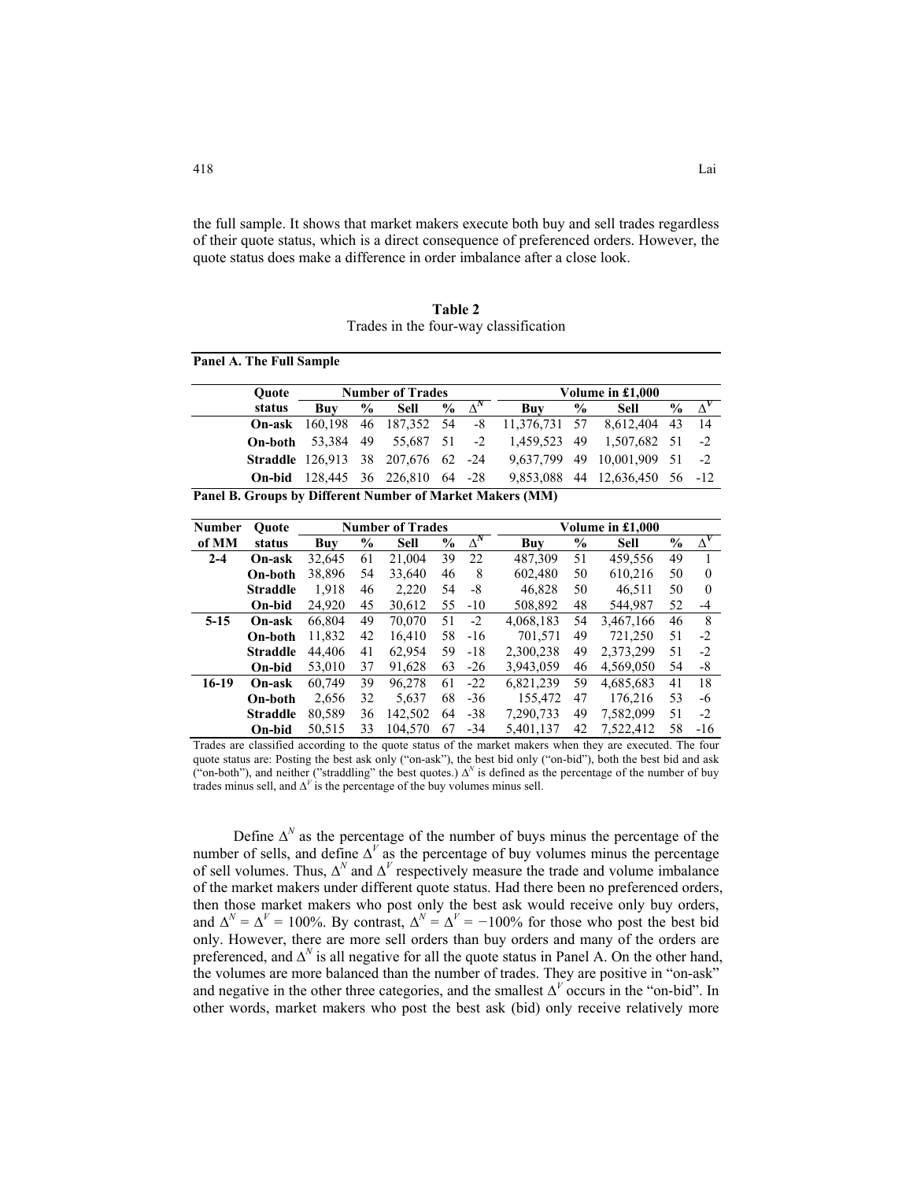the full sample. It shows that market makers execute both buy and sell trades regardless of their quote status, which is a direct consequence of preferenced orders. However, the quote status does make a difference in order imbalance after a close look.

**Table 2**
Trades in the four-way classification

**Panel A. The Full Sample**

| Quote status | Number of Trades | | | | | Volume in £1,000 | | | | |
|---|---|---|---|---|---|---|---|---|---|---|
| | Buy | % | Sell | % | $\Delta^N$ | Buy | % | Sell | % | $\Delta^V$ |
| **On-ask** | 160,198 | 46 | 187,352 | 54 | -8 | 11,376,731 | 57 | 8,612,404 | 43 | 14 |
| **On-both** | 53,384 | 49 | 55,687 | 51 | -2 | 1,459,523 | 49 | 1,507,682 | 51 | -2 |
| **Straddle** | 126,913 | 38 | 207,676 | 62 | -24 | 9,637,799 | 49 | 10,001,909 | 51 | -2 |
| **On-bid** | 128,445 | 36 | 226,810 | 64 | -28 | 9,853,088 | 44 | 12,636,450 | 56 | -12 |

**Panel B. Groups by Different Number of Market Makers (MM)**

| Number of MM | Quote status | Number of Trades | | | | | Volume in £1,000 | | | | |
|---|---|---|---|---|---|---|---|---|---|---|---|
| | | Buy | % | Sell | % | $\Delta^N$ | Buy | % | Sell | % | $\Delta^V$ |
| **2-4** | **On-ask** | 32,645 | 61 | 21,004 | 39 | 22 | 487,309 | 51 | 459,556 | 49 | 1 |
| | **On-both** | 38,896 | 54 | 33,640 | 46 | 8 | 602,480 | 50 | 610,216 | 50 | 0 |
| | **Straddle** | 1,918 | 46 | 2,220 | 54 | -8 | 46,828 | 50 | 46,511 | 50 | 0 |
| | **On-bid** | 24,920 | 45 | 30,612 | 55 | -10 | 508,892 | 48 | 544,987 | 52 | -4 |
| **5-15** | **On-ask** | 66,804 | 49 | 70,070 | 51 | -2 | 4,068,183 | 54 | 3,467,166 | 46 | 8 |
| | **On-both** | 11,832 | 42 | 16,410 | 58 | -16 | 701,571 | 49 | 721,250 | 51 | -2 |
| | **Straddle** | 44,406 | 41 | 62,954 | 59 | -18 | 2,300,238 | 49 | 2,373,299 | 51 | -2 |
| | **On-bid** | 53,010 | 37 | 91,628 | 63 | -26 | 3,943,059 | 46 | 4,569,050 | 54 | -8 |
| **16-19** | **On-ask** | 60,749 | 39 | 96,278 | 61 | -22 | 6,821,239 | 59 | 4,685,683 | 41 | 18 |
| | **On-both** | 2,656 | 32 | 5,637 | 68 | -36 | 155,472 | 47 | 176,216 | 53 | -6 |
| | **Straddle** | 80,589 | 36 | 142,502 | 64 | -38 | 7,290,733 | 49 | 7,582,099 | 51 | -2 |
| | **On-bid** | 50,515 | 33 | 104,570 | 67 | -34 | 5,401,137 | 42 | 7,522,412 | 58 | -16 |

Trades are classified according to the quote status of the market makers when they are executed. The four quote status are: Posting the best ask only ("on-ask"), the best bid only ("on-bid"), both the best bid and ask ("on-both"), and neither ("straddling" the best quotes.) $\Delta^N$ is defined as the percentage of the number of buy trades minus sell, and $\Delta^V$ is the percentage of the buy volumes minus sell.

Define $\Delta^N$ as the percentage of the number of buys minus the percentage of the number of sells, and define $\Delta^V$ as the percentage of buy volumes minus the percentage of sell volumes. Thus, $\Delta^N$ and $\Delta^V$ respectively measure the trade and volume imbalance of the market makers under different quote status. Had there been no preferenced orders, then those market makers who post only the best ask would receive only buy orders, and $\Delta^N = \Delta^V = 100\%$. By contrast, $\Delta^N = \Delta^V = -100\%$ for those who post the best bid only. However, there are more sell orders than buy orders and many of the orders are preferenced, and $\Delta^N$ is all negative for all the quote status in Panel A. On the other hand, the volumes are more balanced than the number of trades. They are positive in "on-ask" and negative in the other three categories, and the smallest $\Delta^V$ occurs in the "on-bid". In other words, market makers who post the best ask (bid) only receive relatively more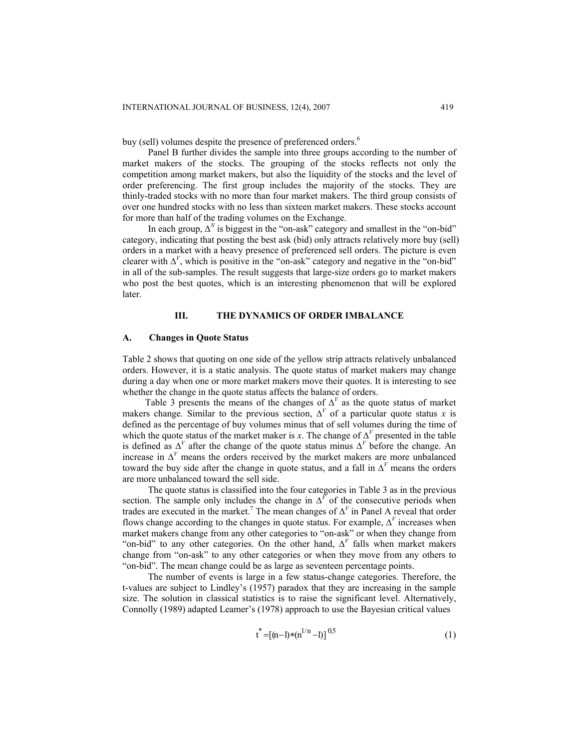buy (sell) volumes despite the presence of preferenced orders.[6]

Panel B further divides the sample into three groups according to the number of market makers of the stocks. The grouping of the stocks reflects not only the competition among market makers, but also the liquidity of the stocks and the level of order preferencing. The first group includes the majority of the stocks. They are thinly-traded stocks with no more than four market makers. The third group consists of over one hundred stocks with no less than sixteen market makers. These stocks account for more than half of the trading volumes on the Exchange.

In each group, $\Delta^N$ is biggest in the "on-ask" category and smallest in the "on-bid" category, indicating that posting the best ask (bid) only attracts relatively more buy (sell) orders in a market with a heavy presence of preferenced sell orders. The picture is even clearer with $\Delta^V$, which is positive in the "on-ask" category and negative in the "on-bid" in all of the sub-samples. The result suggests that large-size orders go to market makers who post the best quotes, which is an interesting phenomenon that will be explored later.

## III. THE DYNAMICS OF ORDER IMBALANCE

### A. Changes in Quote Status

Table 2 shows that quoting on one side of the yellow strip attracts relatively unbalanced orders. However, it is a static analysis. The quote status of market makers may change during a day when one or more market makers move their quotes. It is interesting to see whether the change in the quote status affects the balance of orders.

Table 3 presents the means of the changes of $\Delta^V$ as the quote status of market makers change. Similar to the previous section, $\Delta^V$ of a particular quote status *x* is defined as the percentage of buy volumes minus that of sell volumes during the time of which the quote status of the market maker is *x*. The change of $\Delta^V$ presented in the table is defined as $\Delta^V$ after the change of the quote status minus $\Delta^V$ before the change. An increase in $\Delta^V$ means the orders received by the market makers are more unbalanced toward the buy side after the change in quote status, and a fall in $\Delta^V$ means the orders are more unbalanced toward the sell side.

The quote status is classified into the four categories in Table 3 as in the previous section. The sample only includes the change in $\Delta^V$ of the consecutive periods when trades are executed in the market.[7] The mean changes of $\Delta^V$ in Panel A reveal that order flows change according to the changes in quote status. For example, $\Delta^V$ increases when market makers change from any other categories to "on-ask" or when they change from "on-bid" to any other categories. On the other hand, $\Delta^V$ falls when market makers change from "on-ask" to any other categories or when they move from any others to "on-bid". The mean change could be as large as seventeen percentage points.

The number of events is large in a few status-change categories. Therefore, the t-values are subject to Lindley's (1957) paradox that they are increasing in the sample size. The solution in classical statistics is to raise the significant level. Alternatively, Connolly (1989) adapted Leamer's (1978) approach to use the Bayesian critical values

$$t^* = [(n-1)*(n^{1/n}-1)]^{0.5} \tag{1}$$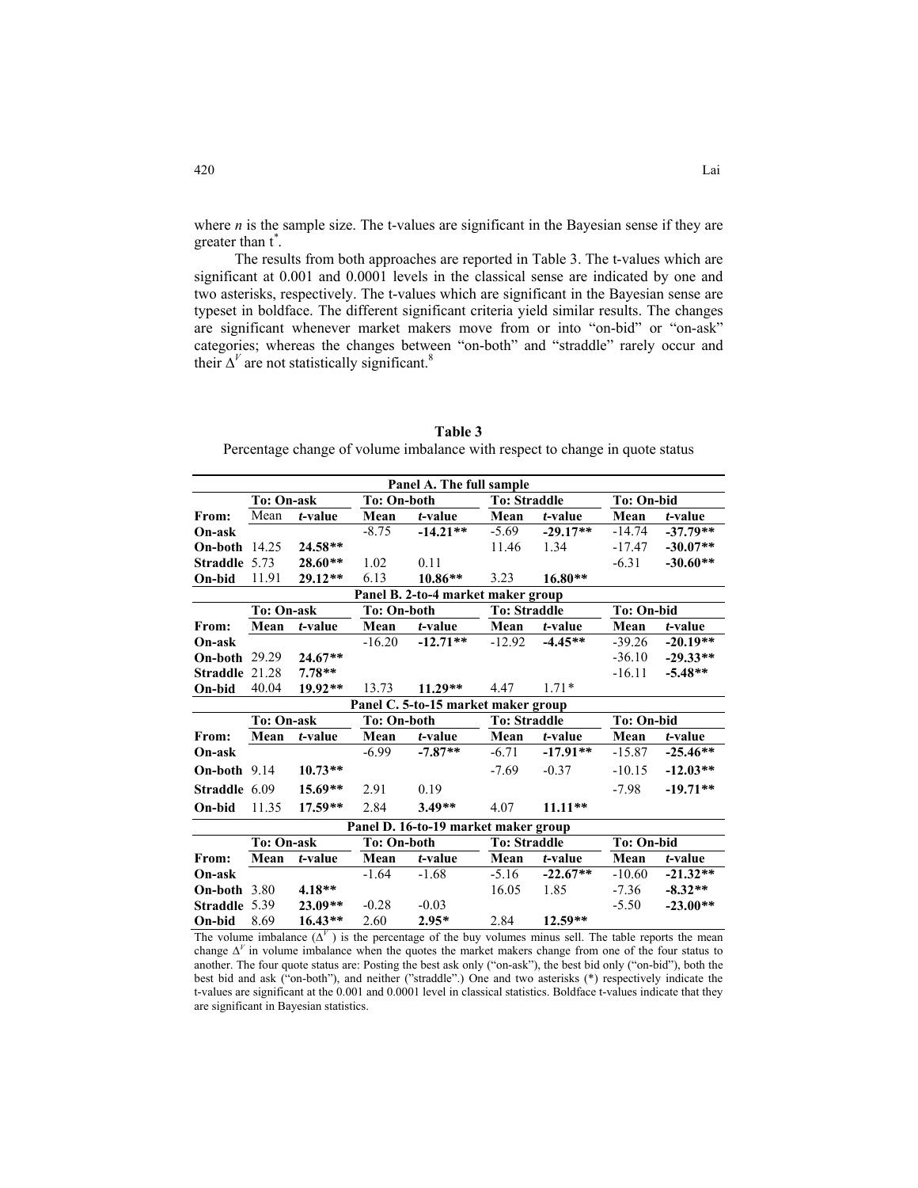where *n* is the sample size. The t-values are significant in the Bayesian sense if they are greater than $t^*$.

The results from both approaches are reported in Table 3. The t-values which are significant at 0.001 and 0.0001 levels in the classical sense are indicated by one and two asterisks, respectively. The t-values which are significant in the Bayesian sense are typeset in boldface. The different significant criteria yield similar results. The changes are significant whenever market makers move from or into "on-bid" or "on-ask" categories; whereas the changes between "on-both" and "straddle" rarely occur and their $\Delta^V$ are not statistically significant.[8]

**Table 3**

Percentage change of volume imbalance with respect to change in quote status

| Panel A. The full sample | | | | | | | | |
|---|---|---|---|---|---|---|---|---|
| | **To: On-ask** | | **To: On-both** | | **To: Straddle** | | **To: On-bid** | |
| **From:** | Mean | *t*-value | **Mean** | ***t*-value** | **Mean** | ***t*-value** | **Mean** | ***t*-value** |
| **On-ask** | | | -8.75 | **-14.21**** | -5.69 | **-29.17**** | -14.74 | **-37.79**** |
| **On-both** | 14.25 | **24.58**** | | | 11.46 | 1.34 | -17.47 | **-30.07**** |
| **Straddle** | 5.73 | **28.60**** | 1.02 | 0.11 | | | -6.31 | **-30.60**** |
| **On-bid** | 11.91 | **29.12**** | 6.13 | **10.86**** | 3.23 | **16.80**** | | |
| **Panel B. 2-to-4 market maker group** | | | | | | | | |
| | **To: On-ask** | | **To: On-both** | | **To: Straddle** | | **To: On-bid** | |
| **From:** | **Mean** | ***t*-value** | **Mean** | ***t*-value** | **Mean** | ***t*-value** | **Mean** | ***t*-value** |
| **On-ask** | | | -16.20 | **-12.71**** | -12.92 | **-4.45**** | -39.26 | **-20.19**** |
| **On-both** | 29.29 | **24.67**** | | | | | -36.10 | **-29.33**** |
| **Straddle** | 21.28 | **7.78**** | | | | | -16.11 | **-5.48**** |
| **On-bid** | 40.04 | **19.92**** | 13.73 | **11.29**** | 4.47 | 1.71* | | |
| **Panel C. 5-to-15 market maker group** | | | | | | | | |
| | **To: On-ask** | | **To: On-both** | | **To: Straddle** | | **To: On-bid** | |
| **From:** | **Mean** | ***t*-value** | **Mean** | ***t*-value** | **Mean** | ***t*-value** | **Mean** | ***t*-value** |
| **On-ask** | | | -6.99 | **-7.87**** | -6.71 | **-17.91**** | -15.87 | **-25.46**** |
| **On-both** | 9.14 | **10.73**** | | | -7.69 | -0.37 | -10.15 | **-12.03**** |
| **Straddle** | 6.09 | **15.69**** | 2.91 | 0.19 | | | -7.98 | **-19.71**** |
| **On-bid** | 11.35 | **17.59**** | 2.84 | **3.49**** | 4.07 | **11.11**** | | |
| **Panel D. 16-to-19 market maker group** | | | | | | | | |
| | **To: On-ask** | | **To: On-both** | | **To: Straddle** | | **To: On-bid** | |
| **From:** | **Mean** | ***t*-value** | **Mean** | ***t*-value** | **Mean** | ***t*-value** | **Mean** | ***t*-value** |
| **On-ask** | | | -1.64 | -1.68 | -5.16 | **-22.67**** | -10.60 | **-21.32**** |
| **On-both** | 3.80 | **4.18**** | | | 16.05 | 1.85 | -7.36 | **-8.32**** |
| **Straddle** | 5.39 | **23.09**** | -0.28 | -0.03 | | | -5.50 | **-23.00**** |
| **On-bid** | 8.69 | **16.43**** | 2.60 | **2.95*** | 2.84 | **12.59**** | | |

The volume imbalance ($\Delta^V$) is the percentage of the buy volumes minus sell. The table reports the mean change $\Delta^V$ in volume imbalance when the quotes the market makers change from one of the four status to another. The four quote status are: Posting the best ask only ("on-ask"), the best bid only ("on-bid"), both the best bid and ask ("on-both"), and neither ("straddle".) One and two asterisks (*) respectively indicate the t-values are significant at the 0.001 and 0.0001 level in classical statistics. Boldface t-values indicate that they are significant in Bayesian statistics.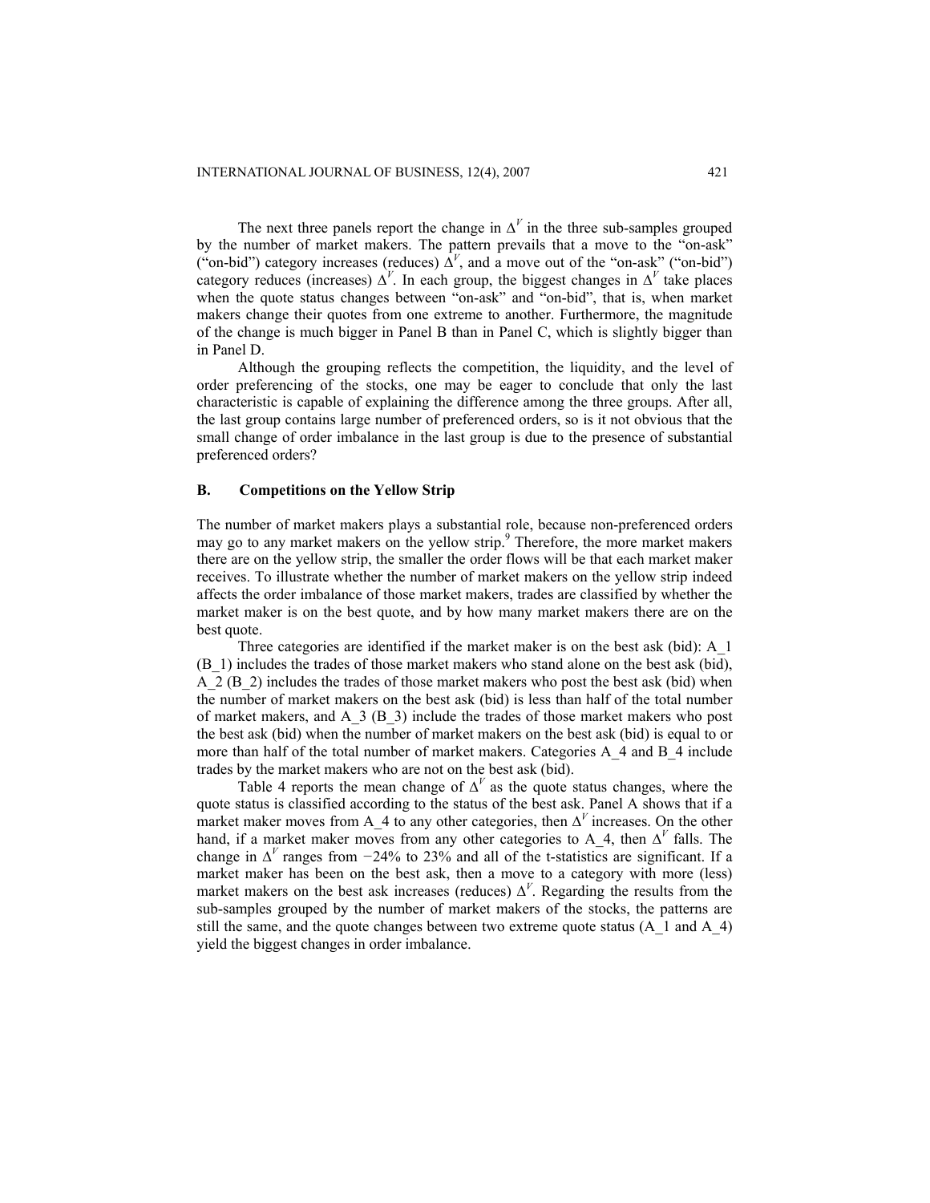The next three panels report the change in $\Delta^V$ in the three sub-samples grouped by the number of market makers. The pattern prevails that a move to the "on-ask" ("on-bid") category increases (reduces) $\Delta^V$, and a move out of the "on-ask" ("on-bid") category reduces (increases) $\Delta^V$. In each group, the biggest changes in $\Delta^V$ take places when the quote status changes between "on-ask" and "on-bid", that is, when market makers change their quotes from one extreme to another. Furthermore, the magnitude of the change is much bigger in Panel B than in Panel C, which is slightly bigger than in Panel D.

Although the grouping reflects the competition, the liquidity, and the level of order preferencing of the stocks, one may be eager to conclude that only the last characteristic is capable of explaining the difference among the three groups. After all, the last group contains large number of preferenced orders, so is it not obvious that the small change of order imbalance in the last group is due to the presence of substantial preferenced orders?

## B. Competitions on the Yellow Strip

The number of market makers plays a substantial role, because non-preferenced orders may go to any market makers on the yellow strip.[9] Therefore, the more market makers there are on the yellow strip, the smaller the order flows will be that each market maker receives. To illustrate whether the number of market makers on the yellow strip indeed affects the order imbalance of those market makers, trades are classified by whether the market maker is on the best quote, and by how many market makers there are on the best quote.

Three categories are identified if the market maker is on the best ask (bid): A_1 (B_1) includes the trades of those market makers who stand alone on the best ask (bid), A_2 (B_2) includes the trades of those market makers who post the best ask (bid) when the number of market makers on the best ask (bid) is less than half of the total number of market makers, and A_3 (B_3) include the trades of those market makers who post the best ask (bid) when the number of market makers on the best ask (bid) is equal to or more than half of the total number of market makers. Categories A_4 and B_4 include trades by the market makers who are not on the best ask (bid).

Table 4 reports the mean change of $\Delta^V$ as the quote status changes, where the quote status is classified according to the status of the best ask. Panel A shows that if a market maker moves from A_4 to any other categories, then $\Delta^V$ increases. On the other hand, if a market maker moves from any other categories to A_4, then $\Delta^V$ falls. The change in $\Delta^V$ ranges from −24% to 23% and all of the t-statistics are significant. If a market maker has been on the best ask, then a move to a category with more (less) market makers on the best ask increases (reduces) $\Delta^V$. Regarding the results from the sub-samples grouped by the number of market makers of the stocks, the patterns are still the same, and the quote changes between two extreme quote status (A_1 and A_4) yield the biggest changes in order imbalance.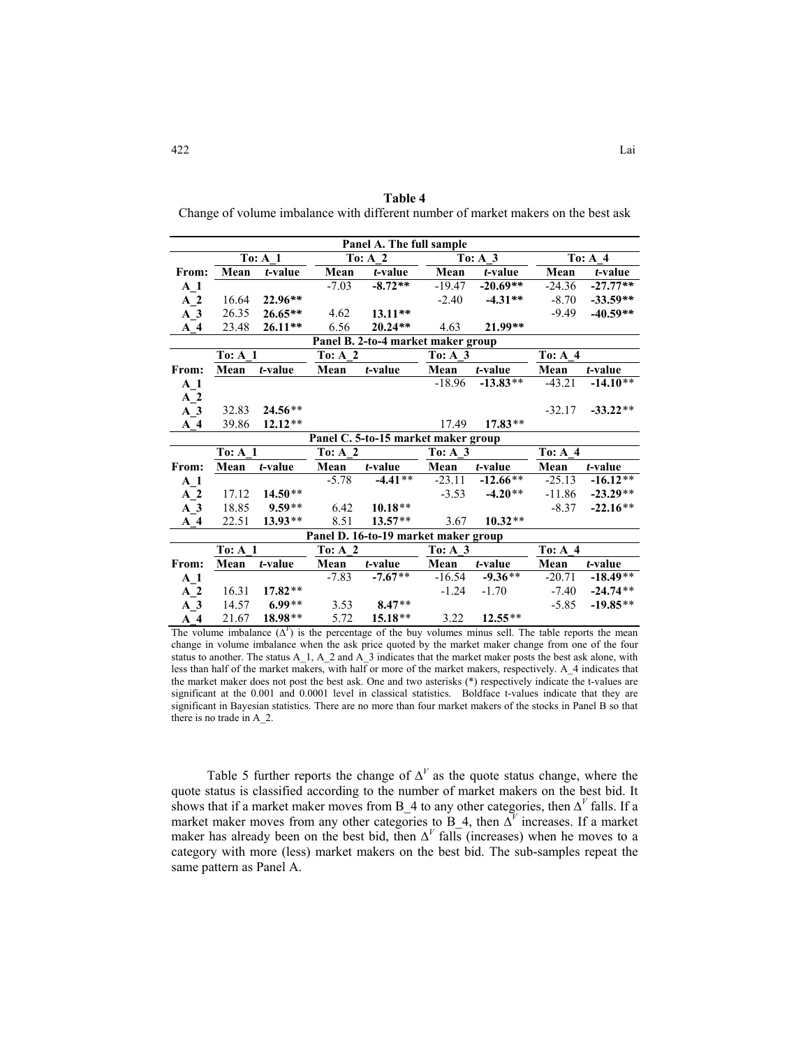**Table 4**

Change of volume imbalance with different number of market makers on the best ask

| Panel A. The full sample | | | | | | | | |
|---|---|---|---|---|---|---|---|---|
| | To: A_1 | | To: A_2 | | To: A_3 | | To: A_4 | |
| From: | Mean | *t*-value | Mean | *t*-value | Mean | *t*-value | Mean | *t*-value |
| A_1 | | | -7.03 | **-8.72**** | -19.47 | **-20.69**** | -24.36 | **-27.77**** |
| A_2 | 16.64 | **22.96**** | | | -2.40 | **-4.31**** | -8.70 | **-33.59**** |
| A_3 | 26.35 | **26.65**** | 4.62 | **13.11**** | | | -9.49 | **-40.59**** |
| A_4 | 23.48 | **26.11**** | 6.56 | **20.24**** | 4.63 | **21.99**** | | |
| **Panel B. 2-to-4 market maker group** | | | | | | | | |
| | To: A_1 | | To: A_2 | | To: A_3 | | To: A_4 | |
| From: | Mean | *t*-value | Mean | *t*-value | Mean | *t*-value | Mean | *t*-value |
| A_1 | | | | | -18.96 | **-13.83**** | -43.21 | **-14.10**** |
| A_2 | | | | | | | | |
| A_3 | 32.83 | **24.56**** | | | | | -32.17 | **-33.22**** |
| A_4 | 39.86 | **12.12**** | | | 17.49 | **17.83**** | | |
| **Panel C. 5-to-15 market maker group** | | | | | | | | |
| | To: A_1 | | To: A_2 | | To: A_3 | | To: A_4 | |
| From: | Mean | *t*-value | Mean | *t*-value | Mean | *t*-value | Mean | *t*-value |
| A_1 | | | -5.78 | **-4.41**** | -23.11 | **-12.66**** | -25.13 | **-16.12**** |
| A_2 | 17.12 | **14.50**** | | | -3.53 | **-4.20**** | -11.86 | **-23.29**** |
| A_3 | 18.85 | **9.59**** | 6.42 | **10.18**** | | | -8.37 | **-22.16**** |
| A_4 | 22.51 | **13.93**** | 8.51 | **13.57**** | 3.67 | **10.32**** | | |
| **Panel D. 16-to-19 market maker group** | | | | | | | | |
| | To: A_1 | | To: A_2 | | To: A_3 | | To: A_4 | |
| From: | Mean | *t*-value | Mean | *t*-value | Mean | *t*-value | Mean | *t*-value |
| A_1 | | | -7.83 | **-7.67**** | -16.54 | **-9.36**** | -20.71 | **-18.49**** |
| A_2 | 16.31 | **17.82**** | | | -1.24 | -1.70 | -7.40 | **-24.74**** |
| A_3 | 14.57 | **6.99**** | 3.53 | **8.47**** | | | -5.85 | **-19.85**** |
| A_4 | 21.67 | **18.98**** | 5.72 | **15.18**** | 3.22 | **12.55**** | | |

The volume imbalance ($\Delta^V$) is the percentage of the buy volumes minus sell. The table reports the mean change in volume imbalance when the ask price quoted by the market maker change from one of the four status to another. The status A_1, A_2 and A_3 indicates that the market maker posts the best ask alone, with less than half of the market makers, with half or more of the market makers, respectively. A_4 indicates that the market maker does not post the best ask. One and two asterisks (*) respectively indicate the t-values are significant at the 0.001 and 0.0001 level in classical statistics. Boldface t-values indicate that they are significant in Bayesian statistics. There are no more than four market makers of the stocks in Panel B so that there is no trade in A_2.

Table 5 further reports the change of $\Delta^V$ as the quote status change, where the quote status is classified according to the number of market makers on the best bid. It shows that if a market maker moves from B_4 to any other categories, then $\Delta^V$ falls. If a market maker moves from any other categories to B_4, then $\Delta^V$ increases. If a market maker has already been on the best bid, then $\Delta^V$ falls (increases) when he moves to a category with more (less) market makers on the best bid. The sub-samples repeat the same pattern as Panel A.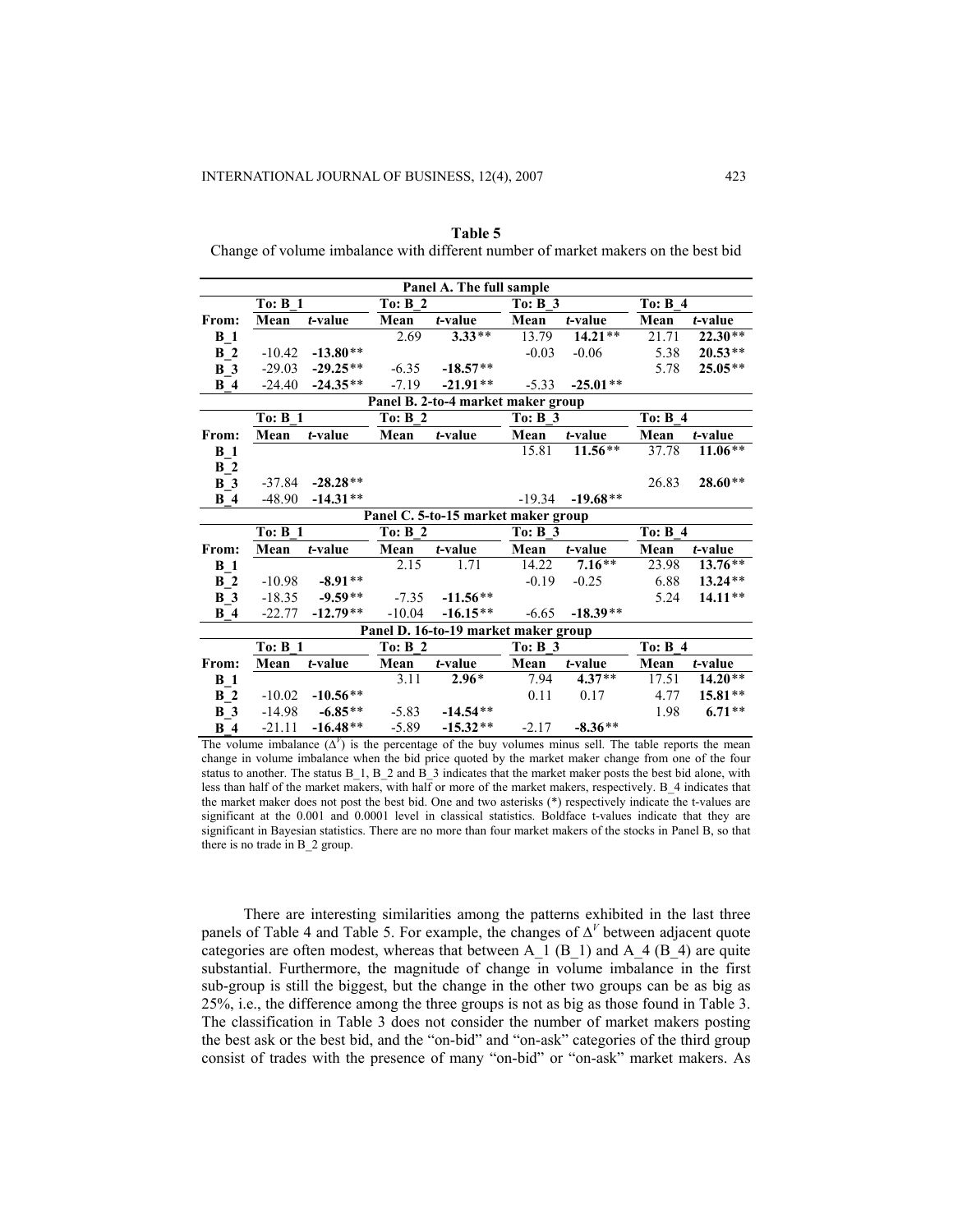**Table 5**

Change of volume imbalance with different number of market makers on the best bid

| | To: B_1 | | To: B_2 | | To: B_3 | | To: B_4 | |
|---|---|---|---|---|---|---|---|---|
| **Panel A. The full sample** | | | | | | | | |
| From: | Mean | *t*-value | Mean | *t*-value | Mean | *t*-value | Mean | *t*-value |
| B_1 | | | 2.69 | **3.33**** | 13.79 | **14.21**** | 21.71 | **22.30**** |
| B_2 | -10.42 | **-13.80**** | | | -0.03 | -0.06 | 5.38 | **20.53**** |
| B_3 | -29.03 | **-29.25**** | -6.35 | **-18.57**** | | | 5.78 | **25.05**** |
| B_4 | -24.40 | **-24.35**** | -7.19 | **-21.91**** | -5.33 | **-25.01**** | | |
| **Panel B. 2-to-4 market maker group** | | | | | | | | |
| From: | Mean | *t*-value | Mean | *t*-value | Mean | *t*-value | Mean | *t*-value |
| B_1 | | | | | 15.81 | **11.56**** | 37.78 | **11.06**** |
| B_2 | | | | | | | | |
| B_3 | -37.84 | **-28.28**** | | | | | 26.83 | **28.60**** |
| B_4 | -48.90 | **-14.31**** | | | -19.34 | **-19.68**** | | |
| **Panel C. 5-to-15 market maker group** | | | | | | | | |
| From: | Mean | *t*-value | Mean | *t*-value | Mean | *t*-value | Mean | *t*-value |
| B_1 | | | 2.15 | 1.71 | 14.22 | **7.16**** | 23.98 | **13.76**** |
| B_2 | -10.98 | **-8.91**** | | | -0.19 | -0.25 | 6.88 | **13.24**** |
| B_3 | -18.35 | **-9.59**** | -7.35 | **-11.56**** | | | 5.24 | **14.11**** |
| B_4 | -22.77 | **-12.79**** | -10.04 | **-16.15**** | -6.65 | **-18.39**** | | |
| **Panel D. 16-to-19 market maker group** | | | | | | | | |
| From: | Mean | *t*-value | Mean | *t*-value | Mean | *t*-value | Mean | *t*-value |
| B_1 | | | 3.11 | **2.96*** | 7.94 | **4.37**** | 17.51 | **14.20**** |
| B_2 | -10.02 | **-10.56**** | | | 0.11 | 0.17 | 4.77 | **15.81**** |
| B_3 | -14.98 | **-6.85**** | -5.83 | **-14.54**** | | | 1.98 | **6.71**** |
| B_4 | -21.11 | **-16.48**** | -5.89 | **-15.32**** | -2.17 | **-8.36**** | | |

The volume imbalance ($\Delta^V$) is the percentage of the buy volumes minus sell. The table reports the mean change in volume imbalance when the bid price quoted by the market maker change from one of the four status to another. The status B_1, B_2 and B_3 indicates that the market maker posts the best bid alone, with less than half of the market makers, with half or more of the market makers, respectively. B_4 indicates that the market maker does not post the best bid. One and two asterisks (*) respectively indicate the t-values are significant at the 0.001 and 0.0001 level in classical statistics. Boldface t-values indicate that they are significant in Bayesian statistics. There are no more than four market makers of the stocks in Panel B, so that there is no trade in B_2 group.

There are interesting similarities among the patterns exhibited in the last three panels of Table 4 and Table 5. For example, the changes of $\Delta^V$ between adjacent quote categories are often modest, whereas that between A_1 (B_1) and A_4 (B_4) are quite substantial. Furthermore, the magnitude of change in volume imbalance in the first sub-group is still the biggest, but the change in the other two groups can be as big as 25%, i.e., the difference among the three groups is not as big as those found in Table 3. The classification in Table 3 does not consider the number of market makers posting the best ask or the best bid, and the "on-bid" and "on-ask" categories of the third group consist of trades with the presence of many "on-bid" or "on-ask" market makers. As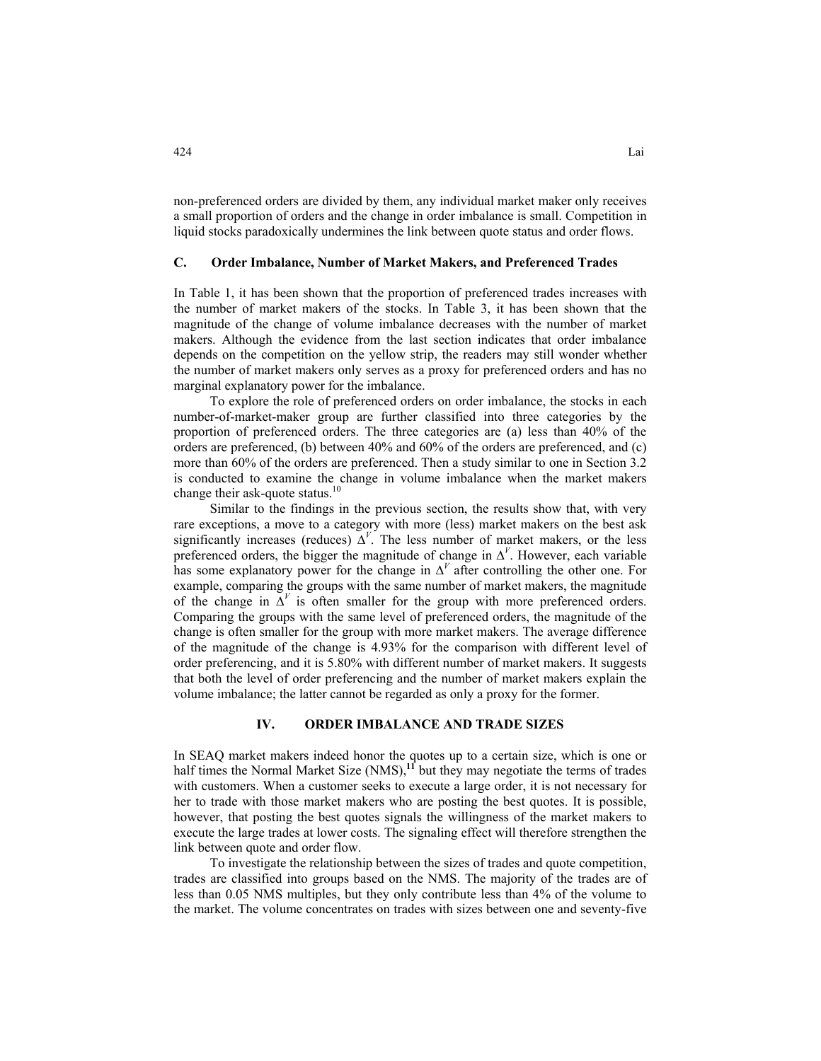non-preferenced orders are divided by them, any individual market maker only receives a small proportion of orders and the change in order imbalance is small. Competition in liquid stocks paradoxically undermines the link between quote status and order flows.

### C. Order Imbalance, Number of Market Makers, and Preferenced Trades

In Table 1, it has been shown that the proportion of preferenced trades increases with the number of market makers of the stocks. In Table 3, it has been shown that the magnitude of the change of volume imbalance decreases with the number of market makers. Although the evidence from the last section indicates that order imbalance depends on the competition on the yellow strip, the readers may still wonder whether the number of market makers only serves as a proxy for preferenced orders and has no marginal explanatory power for the imbalance.

To explore the role of preferenced orders on order imbalance, the stocks in each number-of-market-maker group are further classified into three categories by the proportion of preferenced orders. The three categories are (a) less than 40% of the orders are preferenced, (b) between 40% and 60% of the orders are preferenced, and (c) more than 60% of the orders are preferenced. Then a study similar to one in Section 3.2 is conducted to examine the change in volume imbalance when the market makers change their ask-quote status.[10]

Similar to the findings in the previous section, the results show that, with very rare exceptions, a move to a category with more (less) market makers on the best ask significantly increases (reduces) $\Delta^V$. The less number of market makers, or the less preferenced orders, the bigger the magnitude of change in $\Delta^V$. However, each variable has some explanatory power for the change in $\Delta^V$ after controlling the other one. For example, comparing the groups with the same number of market makers, the magnitude of the change in $\Delta^V$ is often smaller for the group with more preferenced orders. Comparing the groups with the same level of preferenced orders, the magnitude of the change is often smaller for the group with more market makers. The average difference of the magnitude of the change is 4.93% for the comparison with different level of order preferencing, and it is 5.80% with different number of market makers. It suggests that both the level of order preferencing and the number of market makers explain the volume imbalance; the latter cannot be regarded as only a proxy for the former.

## IV. ORDER IMBALANCE AND TRADE SIZES

In SEAQ market makers indeed honor the quotes up to a certain size, which is one or half times the Normal Market Size (NMS),[11] but they may negotiate the terms of trades with customers. When a customer seeks to execute a large order, it is not necessary for her to trade with those market makers who are posting the best quotes. It is possible, however, that posting the best quotes signals the willingness of the market makers to execute the large trades at lower costs. The signaling effect will therefore strengthen the link between quote and order flow.

To investigate the relationship between the sizes of trades and quote competition, trades are classified into groups based on the NMS. The majority of the trades are of less than 0.05 NMS multiples, but they only contribute less than 4% of the volume to the market. The volume concentrates on trades with sizes between one and seventy-five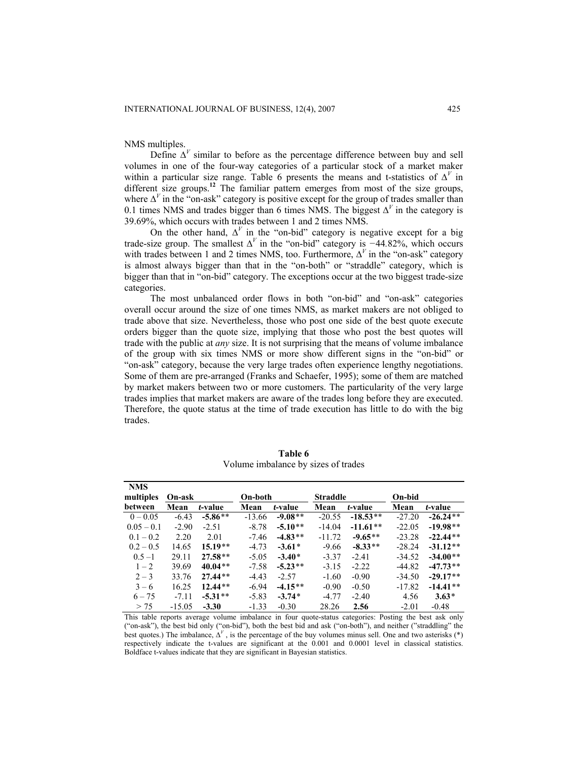NMS multiples.

Define $\Delta^V$ similar to before as the percentage difference between buy and sell volumes in one of the four-way categories of a particular stock of a market maker within a particular size range. Table 6 presents the means and t-statistics of $\Delta^V$ in different size groups.[12] The familiar pattern emerges from most of the size groups, where $\Delta^V$ in the "on-ask" category is positive except for the group of trades smaller than 0.1 times NMS and trades bigger than 6 times NMS. The biggest $\Delta^V$ in the category is 39.69%, which occurs with trades between 1 and 2 times NMS.

On the other hand, $\Delta^V$ in the "on-bid" category is negative except for a big trade-size group. The smallest $\Delta^V$ in the "on-bid" category is −44.82%, which occurs with trades between 1 and 2 times NMS, too. Furthermore, $\Delta^V$ in the "on-ask" category is almost always bigger than that in the "on-both" or "straddle" category, which is bigger than that in "on-bid" category. The exceptions occur at the two biggest trade-size categories.

The most unbalanced order flows in both "on-bid" and "on-ask" categories overall occur around the size of one times NMS, as market makers are not obliged to trade above that size. Nevertheless, those who post one side of the best quote execute orders bigger than the quote size, implying that those who post the best quotes will trade with the public at *any* size. It is not surprising that the means of volume imbalance of the group with six times NMS or more show different signs in the "on-bid" or "on-ask" category, because the very large trades often experience lengthy negotiations. Some of them are pre-arranged (Franks and Schaefer, 1995); some of them are matched by market makers between two or more customers. The particularity of the very large trades implies that market makers are aware of the trades long before they are executed. Therefore, the quote status at the time of trade execution has little to do with the big trades.

**Table 6**
Volume imbalance by sizes of trades

| NMS multiples | On-ask | | On-both | | Straddle | | On-bid | |
|---|---|---|---|---|---|---|---|---|
| between | Mean | *t*-value | Mean | *t*-value | Mean | *t*-value | Mean | *t*-value |
| 0 – 0.05 | -6.43 | **-5.86**** | -13.66 | **-9.08**** | -20.55 | **-18.53**** | -27.20 | **-26.24**** |
| 0.05 – 0.1 | -2.90 | -2.51 | -8.78 | **-5.10**** | -14.04 | **-11.61**** | -22.05 | **-19.98**** |
| 0.1 – 0.2 | 2.20 | 2.01 | -7.46 | **-4.83**** | -11.72 | **-9.65**** | -23.28 | **-22.44**** |
| 0.2 – 0.5 | 14.65 | **15.19**** | -4.73 | **-3.61*** | -9.66 | **-8.33**** | -28.24 | **-31.12**** |
| 0.5 –1 | 29.11 | **27.58**** | -5.05 | **-3.40*** | -3.37 | -2.41 | -34.52 | **-34.00**** |
| 1 – 2 | 39.69 | **40.04**** | -7.58 | **-5.23**** | -3.15 | -2.22 | -44.82 | **-47.73**** |
| 2 – 3 | 33.76 | **27.44**** | -4.43 | -2.57 | -1.60 | -0.90 | -34.50 | **-29.17**** |
| 3 – 6 | 16.25 | **12.44**** | -6.94 | **-4.15**** | -0.90 | -0.50 | -17.82 | **-14.41**** |
| 6 – 75 | -7.11 | **-5.31**** | -5.83 | **-3.74*** | -4.77 | -2.40 | 4.56 | **3.63*** |
| > 75 | -15.05 | **-3.30** | -1.33 | -0.30 | 28.26 | **2.56** | -2.01 | -0.48 |

This table reports average volume imbalance in four quote-status categories: Posting the best ask only ("on-ask"), the best bid only ("on-bid"), both the best bid and ask ("on-both"), and neither ("straddling" the best quotes.) The imbalance, $\Delta^V$, is the percentage of the buy volumes minus sell. One and two asterisks (*) respectively indicate the t-values are significant at the 0.001 and 0.0001 level in classical statistics. Boldface t-values indicate that they are significant in Bayesian statistics.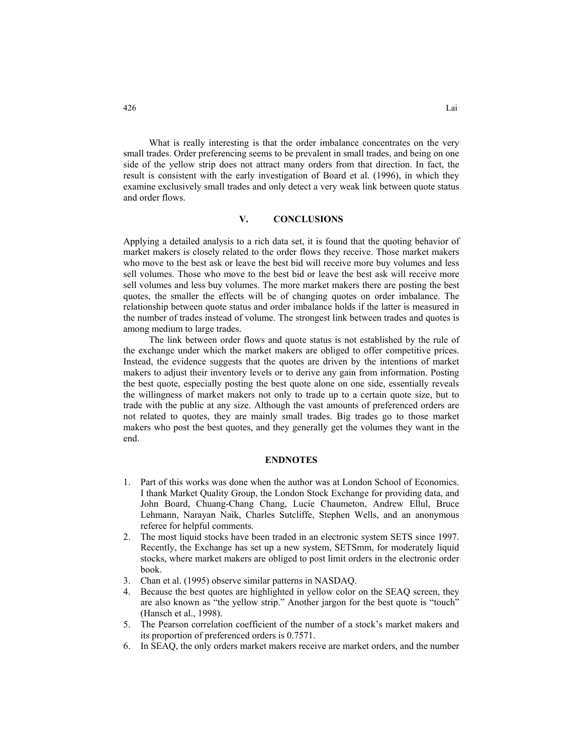What is really interesting is that the order imbalance concentrates on the very small trades. Order preferencing seems to be prevalent in small trades, and being on one side of the yellow strip does not attract many orders from that direction. In fact, the result is consistent with the early investigation of Board et al. (1996), in which they examine exclusively small trades and only detect a very weak link between quote status and order flows.

## V. CONCLUSIONS

Applying a detailed analysis to a rich data set, it is found that the quoting behavior of market makers is closely related to the order flows they receive. Those market makers who move to the best ask or leave the best bid will receive more buy volumes and less sell volumes. Those who move to the best bid or leave the best ask will receive more sell volumes and less buy volumes. The more market makers there are posting the best quotes, the smaller the effects will be of changing quotes on order imbalance. The relationship between quote status and order imbalance holds if the latter is measured in the number of trades instead of volume. The strongest link between trades and quotes is among medium to large trades.

The link between order flows and quote status is not established by the rule of the exchange under which the market makers are obliged to offer competitive prices. Instead, the evidence suggests that the quotes are driven by the intentions of market makers to adjust their inventory levels or to derive any gain from information. Posting the best quote, especially posting the best quote alone on one side, essentially reveals the willingness of market makers not only to trade up to a certain quote size, but to trade with the public at any size. Although the vast amounts of preferenced orders are not related to quotes, they are mainly small trades. Big trades go to those market makers who post the best quotes, and they generally get the volumes they want in the end.

## ENDNOTES

1. Part of this works was done when the author was at London School of Economics. I thank Market Quality Group, the London Stock Exchange for providing data, and John Board, Chuang-Chang Chang, Lucie Chaumeton, Andrew Ellul, Bruce Lehmann, Narayan Naik, Charles Sutcliffe, Stephen Wells, and an anonymous referee for helpful comments.
2. The most liquid stocks have been traded in an electronic system SETS since 1997. Recently, the Exchange has set up a new system, SETSmm, for moderately liquid stocks, where market makers are obliged to post limit orders in the electronic order book.
3. Chan et al. (1995) observe similar patterns in NASDAQ.
4. Because the best quotes are highlighted in yellow color on the SEAQ screen, they are also known as "the yellow strip." Another jargon for the best quote is "touch" (Hansch et al., 1998).
5. The Pearson correlation coefficient of the number of a stock's market makers and its proportion of preferenced orders is 0.7571.
6. In SEAQ, the only orders market makers receive are market orders, and the number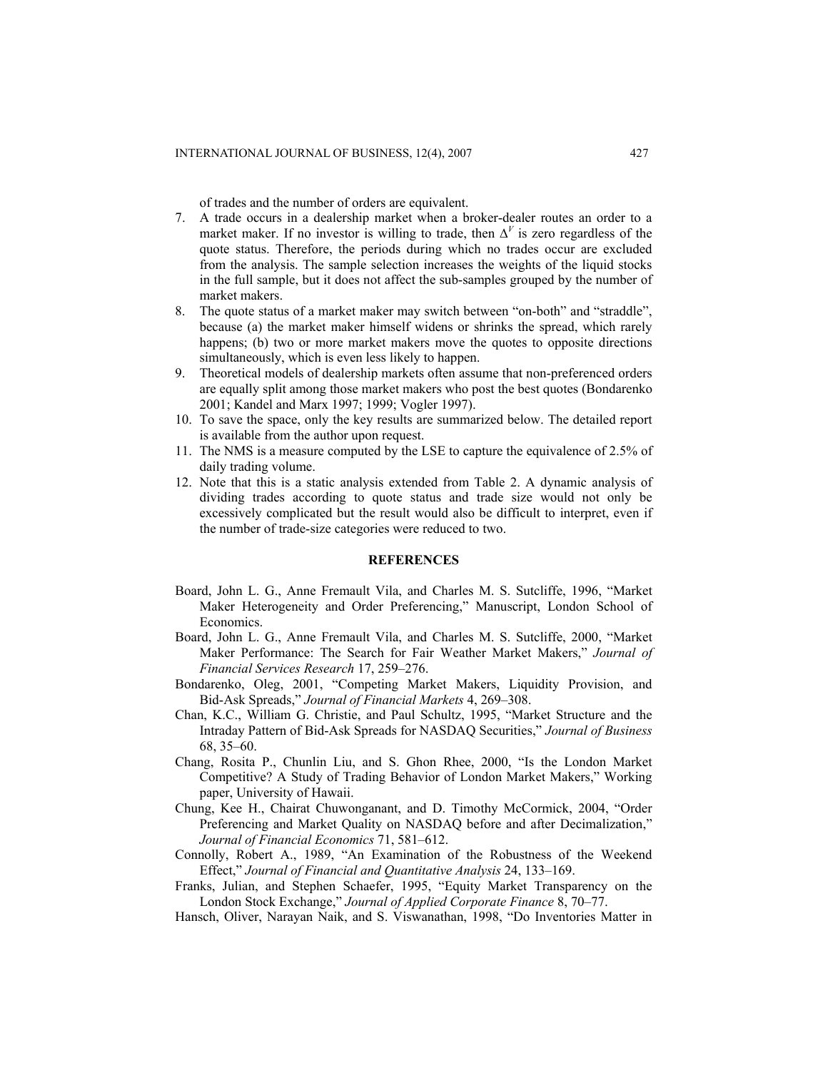of trades and the number of orders are equivalent.

7. A trade occurs in a dealership market when a broker-dealer routes an order to a market maker. If no investor is willing to trade, then $\Delta^V$ is zero regardless of the quote status. Therefore, the periods during which no trades occur are excluded from the analysis. The sample selection increases the weights of the liquid stocks in the full sample, but it does not affect the sub-samples grouped by the number of market makers.
8. The quote status of a market maker may switch between "on-both" and "straddle", because (a) the market maker himself widens or shrinks the spread, which rarely happens; (b) two or more market makers move the quotes to opposite directions simultaneously, which is even less likely to happen.
9. Theoretical models of dealership markets often assume that non-preferenced orders are equally split among those market makers who post the best quotes (Bondarenko 2001; Kandel and Marx 1997; 1999; Vogler 1997).
10. To save the space, only the key results are summarized below. The detailed report is available from the author upon request.
11. The NMS is a measure computed by the LSE to capture the equivalence of 2.5% of daily trading volume.
12. Note that this is a static analysis extended from Table 2. A dynamic analysis of dividing trades according to quote status and trade size would not only be excessively complicated but the result would also be difficult to interpret, even if the number of trade-size categories were reduced to two.

## REFERENCES

Board, John L. G., Anne Fremault Vila, and Charles M. S. Sutcliffe, 1996, "Market Maker Heterogeneity and Order Preferencing," Manuscript, London School of Economics.

Board, John L. G., Anne Fremault Vila, and Charles M. S. Sutcliffe, 2000, "Market Maker Performance: The Search for Fair Weather Market Makers," *Journal of Financial Services Research* 17, 259–276.

Bondarenko, Oleg, 2001, "Competing Market Makers, Liquidity Provision, and Bid-Ask Spreads," *Journal of Financial Markets* 4, 269–308.

Chan, K.C., William G. Christie, and Paul Schultz, 1995, "Market Structure and the Intraday Pattern of Bid-Ask Spreads for NASDAQ Securities," *Journal of Business* 68, 35–60.

Chang, Rosita P., Chunlin Liu, and S. Ghon Rhee, 2000, "Is the London Market Competitive? A Study of Trading Behavior of London Market Makers," Working paper, University of Hawaii.

Chung, Kee H., Chairat Chuwonganant, and D. Timothy McCormick, 2004, "Order Preferencing and Market Quality on NASDAQ before and after Decimalization," *Journal of Financial Economics* 71, 581–612.

Connolly, Robert A., 1989, "An Examination of the Robustness of the Weekend Effect," *Journal of Financial and Quantitative Analysis* 24, 133–169.

Franks, Julian, and Stephen Schaefer, 1995, "Equity Market Transparency on the London Stock Exchange," *Journal of Applied Corporate Finance* 8, 70–77.

Hansch, Oliver, Narayan Naik, and S. Viswanathan, 1998, "Do Inventories Matter in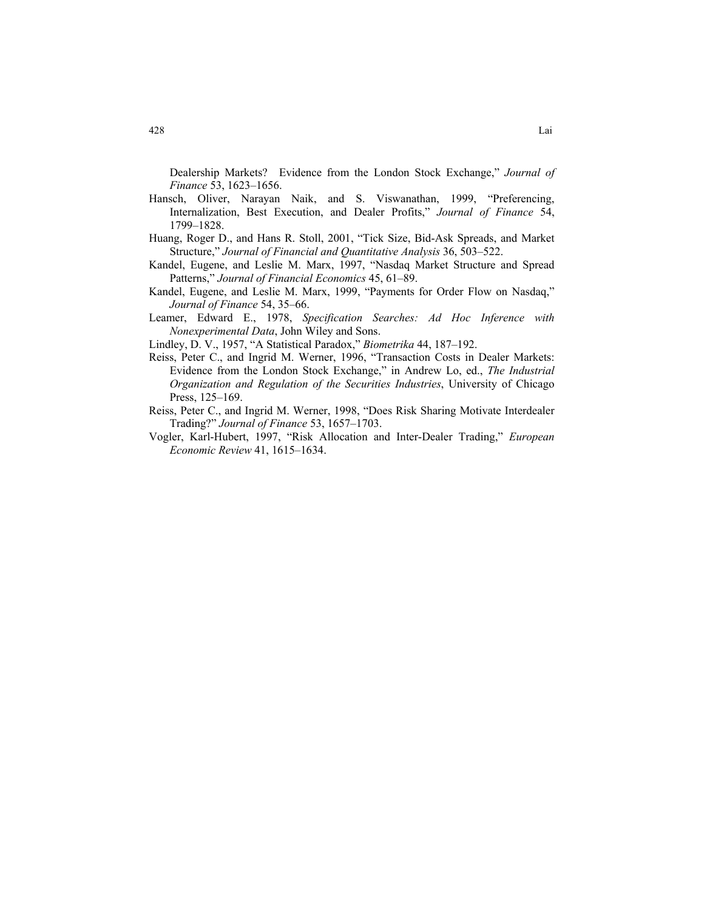Dealership Markets? Evidence from the London Stock Exchange," *Journal of Finance* 53, 1623–1656.

Hansch, Oliver, Narayan Naik, and S. Viswanathan, 1999, "Preferencing, Internalization, Best Execution, and Dealer Profits," *Journal of Finance* 54, 1799–1828.

Huang, Roger D., and Hans R. Stoll, 2001, "Tick Size, Bid-Ask Spreads, and Market Structure," *Journal of Financial and Quantitative Analysis* 36, 503–522.

Kandel, Eugene, and Leslie M. Marx, 1997, "Nasdaq Market Structure and Spread Patterns," *Journal of Financial Economics* 45, 61–89.

Kandel, Eugene, and Leslie M. Marx, 1999, "Payments for Order Flow on Nasdaq," *Journal of Finance* 54, 35–66.

Leamer, Edward E., 1978, *Specification Searches: Ad Hoc Inference with Nonexperimental Data*, John Wiley and Sons.

Lindley, D. V., 1957, "A Statistical Paradox," *Biometrika* 44, 187–192.

Reiss, Peter C., and Ingrid M. Werner, 1996, "Transaction Costs in Dealer Markets: Evidence from the London Stock Exchange," in Andrew Lo, ed., *The Industrial Organization and Regulation of the Securities Industries*, University of Chicago Press, 125–169.

Reiss, Peter C., and Ingrid M. Werner, 1998, "Does Risk Sharing Motivate Interdealer Trading?" *Journal of Finance* 53, 1657–1703.

Vogler, Karl-Hubert, 1997, "Risk Allocation and Inter-Dealer Trading," *European Economic Review* 41, 1615–1634.